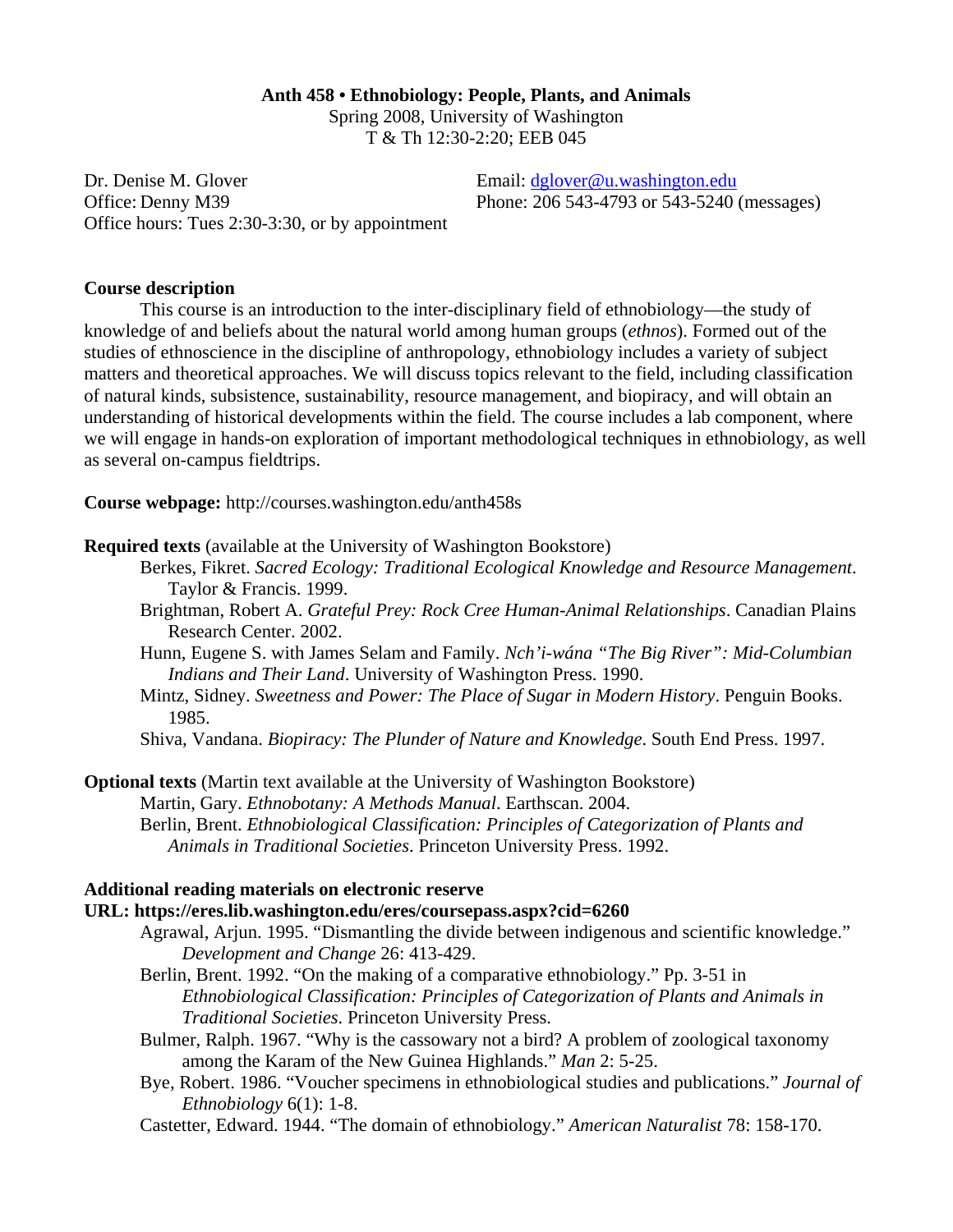**Anth 458 • Ethnobiology: People, Plants, and Animals**
Spring 2008, University of Washington
T & Th 12:30-2:20; EEB 045

Dr. Denise M. Glover
Office: Denny M39
Office hours: Tues 2:30-3:30, or by appointment

Email: dglover@u.washington.edu
Phone: 206 543-4793 or 543-5240 (messages)

**Course description**

This course is an introduction to the inter-disciplinary field of ethnobiology—the study of knowledge of and beliefs about the natural world among human groups (*ethnos*). Formed out of the studies of ethnoscience in the discipline of anthropology, ethnobiology includes a variety of subject matters and theoretical approaches. We will discuss topics relevant to the field, including classification of natural kinds, subsistence, sustainability, resource management, and biopiracy, and will obtain an understanding of historical developments within the field. The course includes a lab component, where we will engage in hands-on exploration of important methodological techniques in ethnobiology, as well as several on-campus fieldtrips.

**Course webpage:** http://courses.washington.edu/anth458s

**Required texts** (available at the University of Washington Bookstore)

- Berkes, Fikret. *Sacred Ecology: Traditional Ecological Knowledge and Resource Management*. Taylor & Francis. 1999.
- Brightman, Robert A. *Grateful Prey: Rock Cree Human-Animal Relationships*. Canadian Plains Research Center. 2002.
- Hunn, Eugene S. with James Selam and Family. *Nch'i-wána "The Big River": Mid-Columbian Indians and Their Land*. University of Washington Press. 1990.
- Mintz, Sidney. *Sweetness and Power: The Place of Sugar in Modern History*. Penguin Books. 1985.
- Shiva, Vandana. *Biopiracy: The Plunder of Nature and Knowledge*. South End Press. 1997.

**Optional texts** (Martin text available at the University of Washington Bookstore)

- Martin, Gary. *Ethnobotany: A Methods Manual*. Earthscan. 2004.
- Berlin, Brent. *Ethnobiological Classification: Principles of Categorization of Plants and Animals in Traditional Societies*. Princeton University Press. 1992.

**Additional reading materials on electronic reserve**
**URL: https://eres.lib.washington.edu/eres/coursepass.aspx?cid=6260**

- Agrawal, Arjun. 1995. "Dismantling the divide between indigenous and scientific knowledge." *Development and Change* 26: 413-429.
- Berlin, Brent. 1992. "On the making of a comparative ethnobiology." Pp. 3-51 in *Ethnobiological Classification: Principles of Categorization of Plants and Animals in Traditional Societies*. Princeton University Press.
- Bulmer, Ralph. 1967. "Why is the cassowary not a bird? A problem of zoological taxonomy among the Karam of the New Guinea Highlands." *Man* 2: 5-25.
- Bye, Robert. 1986. "Voucher specimens in ethnobiological studies and publications." *Journal of Ethnobiology* 6(1): 1-8.
- Castetter, Edward. 1944. "The domain of ethnobiology." *American Naturalist* 78: 158-170.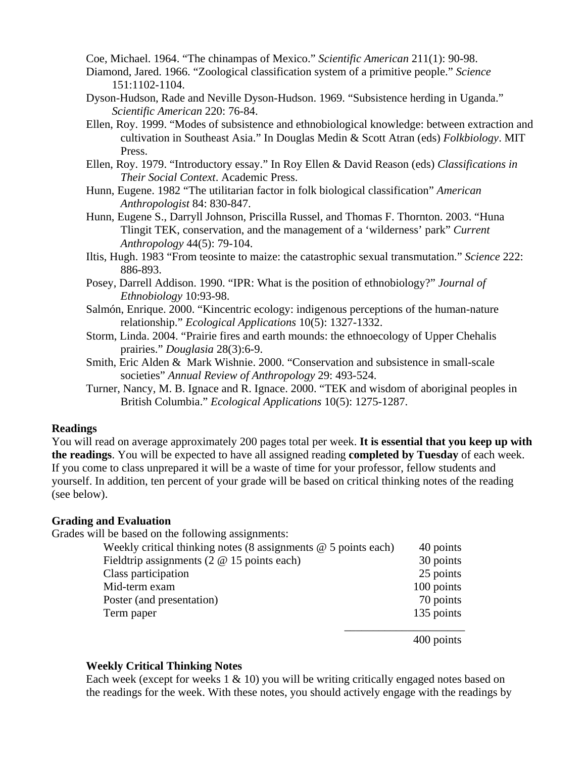Coe, Michael. 1964. "The chinampas of Mexico." *Scientific American* 211(1): 90-98.

Diamond, Jared. 1966. "Zoological classification system of a primitive people." *Science* 151:1102-1104.

Dyson-Hudson, Rade and Neville Dyson-Hudson. 1969. "Subsistence herding in Uganda." *Scientific American* 220: 76-84.

Ellen, Roy. 1999. "Modes of subsistence and ethnobiological knowledge: between extraction and cultivation in Southeast Asia." In Douglas Medin & Scott Atran (eds) *Folkbiology*. MIT Press.

Ellen, Roy. 1979. "Introductory essay." In Roy Ellen & David Reason (eds) *Classifications in Their Social Context*. Academic Press.

Hunn, Eugene. 1982 "The utilitarian factor in folk biological classification" *American Anthropologist* 84: 830-847.

Hunn, Eugene S., Darryll Johnson, Priscilla Russel, and Thomas F. Thornton. 2003. "Huna Tlingit TEK, conservation, and the management of a 'wilderness' park" *Current Anthropology* 44(5): 79-104.

Iltis, Hugh. 1983 "From teosinte to maize: the catastrophic sexual transmutation." *Science* 222: 886-893.

Posey, Darrell Addison. 1990. "IPR: What is the position of ethnobiology?" *Journal of Ethnobiology* 10:93-98.

Salmón, Enrique. 2000. "Kincentric ecology: indigenous perceptions of the human-nature relationship." *Ecological Applications* 10(5): 1327-1332.

Storm, Linda. 2004. "Prairie fires and earth mounds: the ethnoecology of Upper Chehalis prairies." *Douglasia* 28(3):6-9.

Smith, Eric Alden & Mark Wishnie. 2000. "Conservation and subsistence in small-scale societies" *Annual Review of Anthropology* 29: 493-524.

Turner, Nancy, M. B. Ignace and R. Ignace. 2000. "TEK and wisdom of aboriginal peoples in British Columbia." *Ecological Applications* 10(5): 1275-1287.

**Readings**

You will read on average approximately 200 pages total per week. **It is essential that you keep up with the readings**. You will be expected to have all assigned reading **completed by Tuesday** of each week. If you come to class unprepared it will be a waste of time for your professor, fellow students and yourself. In addition, ten percent of your grade will be based on critical thinking notes of the reading (see below).

**Grading and Evaluation**

Grades will be based on the following assignments:

| Assignment | Points |
|---|---|
| Weekly critical thinking notes (8 assignments @ 5 points each) | 40 points |
| Fieldtrip assignments (2 @ 15 points each) | 30 points |
| Class participation | 25 points |
| Mid-term exam | 100 points |
| Poster (and presentation) | 70 points |
| Term paper | 135 points |
| | 400 points |

**Weekly Critical Thinking Notes**

Each week (except for weeks 1 & 10) you will be writing critically engaged notes based on the readings for the week. With these notes, you should actively engage with the readings by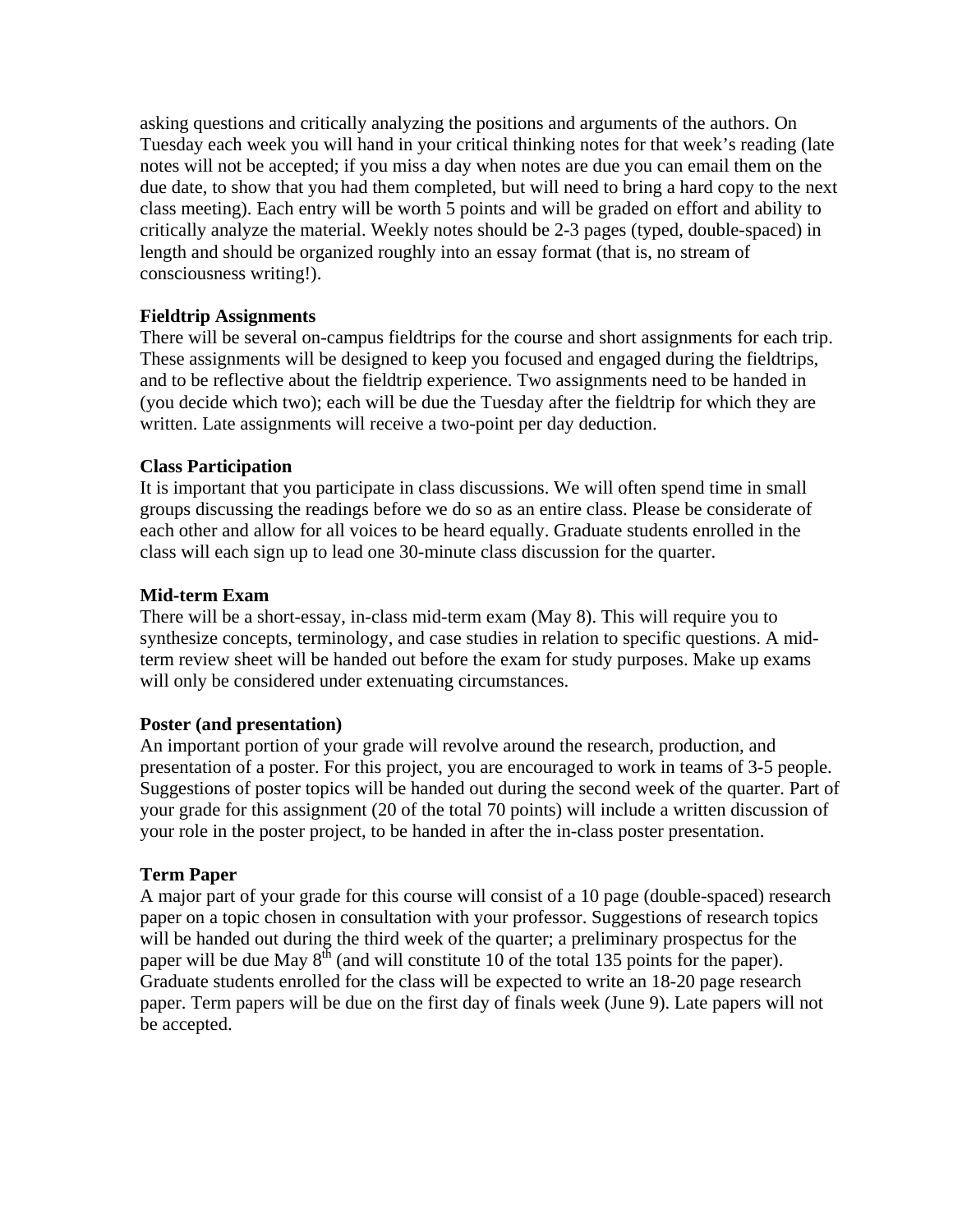asking questions and critically analyzing the positions and arguments of the authors. On Tuesday each week you will hand in your critical thinking notes for that week's reading (late notes will not be accepted; if you miss a day when notes are due you can email them on the due date, to show that you had them completed, but will need to bring a hard copy to the next class meeting). Each entry will be worth 5 points and will be graded on effort and ability to critically analyze the material. Weekly notes should be 2-3 pages (typed, double-spaced) in length and should be organized roughly into an essay format (that is, no stream of consciousness writing!).

**Fieldtrip Assignments**

There will be several on-campus fieldtrips for the course and short assignments for each trip. These assignments will be designed to keep you focused and engaged during the fieldtrips, and to be reflective about the fieldtrip experience. Two assignments need to be handed in (you decide which two); each will be due the Tuesday after the fieldtrip for which they are written. Late assignments will receive a two-point per day deduction.

**Class Participation**

It is important that you participate in class discussions. We will often spend time in small groups discussing the readings before we do so as an entire class. Please be considerate of each other and allow for all voices to be heard equally. Graduate students enrolled in the class will each sign up to lead one 30-minute class discussion for the quarter.

**Mid-term Exam**

There will be a short-essay, in-class mid-term exam (May 8). This will require you to synthesize concepts, terminology, and case studies in relation to specific questions. A mid-term review sheet will be handed out before the exam for study purposes. Make up exams will only be considered under extenuating circumstances.

**Poster (and presentation)**

An important portion of your grade will revolve around the research, production, and presentation of a poster. For this project, you are encouraged to work in teams of 3-5 people. Suggestions of poster topics will be handed out during the second week of the quarter. Part of your grade for this assignment (20 of the total 70 points) will include a written discussion of your role in the poster project, to be handed in after the in-class poster presentation.

**Term Paper**

A major part of your grade for this course will consist of a 10 page (double-spaced) research paper on a topic chosen in consultation with your professor. Suggestions of research topics will be handed out during the third week of the quarter; a preliminary prospectus for the paper will be due May 8th (and will constitute 10 of the total 135 points for the paper). Graduate students enrolled for the class will be expected to write an 18-20 page research paper. Term papers will be due on the first day of finals week (June 9). Late papers will not be accepted.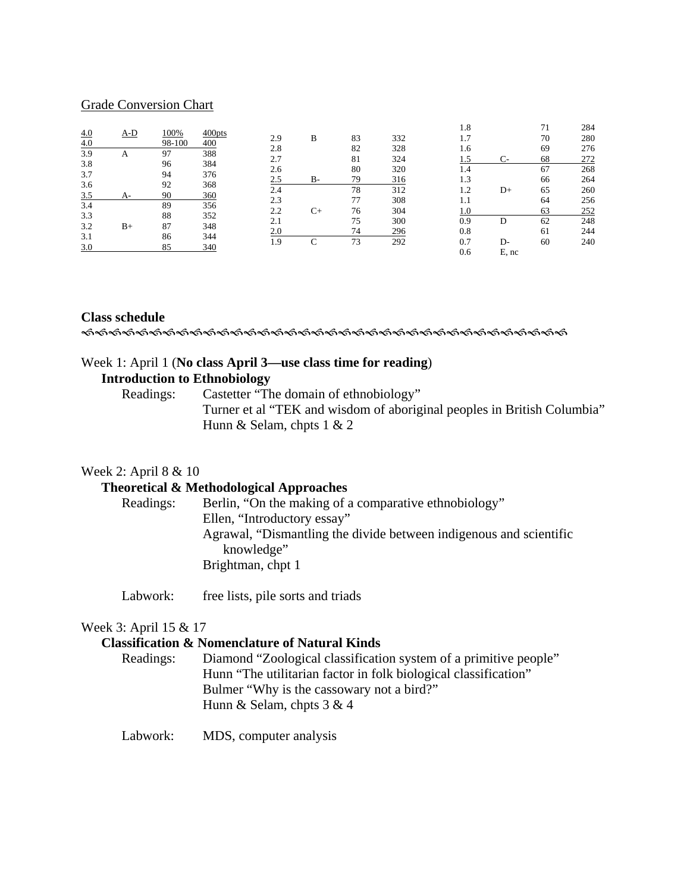Grade Conversion Chart

| | | | |
|---|---|---|---|
| 4.0 | A-D | 100% | 400pts |
| 4.0 | | 98-100 | 400 |
| 3.9 | A | 97 | 388 |
| 3.8 | | 96 | 384 |
| 3.7 | | 94 | 376 |
| 3.6 | | 92 | 368 |
| 3.5 | A- | 90 | 360 |
| 3.4 | | 89 | 356 |
| 3.3 | | 88 | 352 |
| 3.2 | B+ | 87 | 348 |
| 3.1 | | 86 | 344 |
| 3.0 | | 85 | 340 |
| 2.9 | B | 83 | 332 |
| 2.8 | | 82 | 328 |
| 2.7 | | 81 | 324 |
| 2.6 | | 80 | 320 |
| 2.5 | B- | 79 | 316 |
| 2.4 | | 78 | 312 |
| 2.3 | | 77 | 308 |
| 2.2 | C+ | 76 | 304 |
| 2.1 | | 75 | 300 |
| 2.0 | | 74 | 296 |
| 1.9 | C | 73 | 292 |
| 1.8 | | 71 | 284 |
| 1.7 | | 70 | 280 |
| 1.6 | | 69 | 276 |
| 1.5 | C- | 68 | 272 |
| 1.4 | | 67 | 268 |
| 1.3 | | 66 | 264 |
| 1.2 | D+ | 65 | 260 |
| 1.1 | | 64 | 256 |
| 1.0 | | 63 | 252 |
| 0.9 | D | 62 | 248 |
| 0.8 | | 61 | 244 |
| 0.7 | D- | 60 | 240 |
| 0.6 | E, nc | | |

**Class schedule**

Week 1: April 1 (**No class April 3—use class time for reading**)

**Introduction to Ethnobiology**

Readings:
- Castetter "The domain of ethnobiology"
- Turner et al "TEK and wisdom of aboriginal peoples in British Columbia"
- Hunn & Selam, chpts 1 & 2

Week 2: April 8 & 10

**Theoretical & Methodological Approaches**

Readings:
- Berlin, "On the making of a comparative ethnobiology"
- Ellen, "Introductory essay"
- Agrawal, "Dismantling the divide between indigenous and scientific knowledge"
- Brightman, chpt 1

Labwork: free lists, pile sorts and triads

Week 3: April 15 & 17

**Classification & Nomenclature of Natural Kinds**

Readings:
- Diamond "Zoological classification system of a primitive people"
- Hunn "The utilitarian factor in folk biological classification"
- Bulmer "Why is the cassowary not a bird?"
- Hunn & Selam, chpts 3 & 4

Labwork: MDS, computer analysis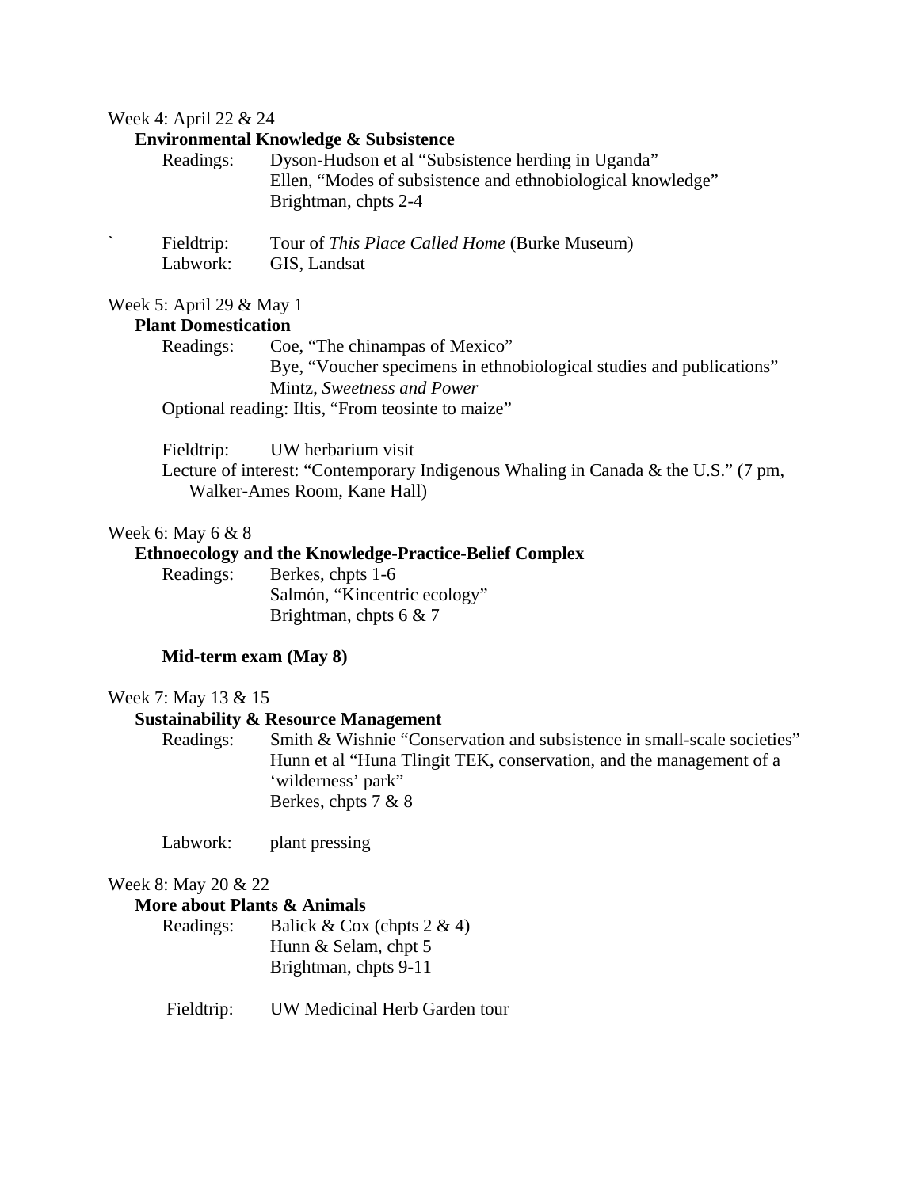Week 4: April 22 & 24

**Environmental Knowledge & Subsistence**

Readings: Dyson-Hudson et al "Subsistence herding in Uganda"
Ellen, "Modes of subsistence and ethnobiological knowledge"
Brightman, chpts 2-4

` Fieldtrip: Tour of *This Place Called Home* (Burke Museum)
Labwork: GIS, Landsat

Week 5: April 29 & May 1

**Plant Domestication**

Readings: Coe, "The chinampas of Mexico"
Bye, "Voucher specimens in ethnobiological studies and publications"
Mintz, *Sweetness and Power*

Optional reading: Iltis, "From teosinte to maize"

Fieldtrip: UW herbarium visit

Lecture of interest: "Contemporary Indigenous Whaling in Canada & the U.S." (7 pm, Walker-Ames Room, Kane Hall)

Week 6: May 6 & 8

**Ethnoecology and the Knowledge-Practice-Belief Complex**

Readings: Berkes, chpts 1-6
Salmón, "Kincentric ecology"
Brightman, chpts 6 & 7

**Mid-term exam (May 8)**

Week 7: May 13 & 15

**Sustainability & Resource Management**

Readings: Smith & Wishnie "Conservation and subsistence in small-scale societies"
Hunn et al "Huna Tlingit TEK, conservation, and the management of a 'wilderness' park"
Berkes, chpts 7 & 8

Labwork: plant pressing

Week 8: May 20 & 22

**More about Plants & Animals**

Readings: Balick & Cox (chpts 2 & 4)
Hunn & Selam, chpt 5
Brightman, chpts 9-11

Fieldtrip: UW Medicinal Herb Garden tour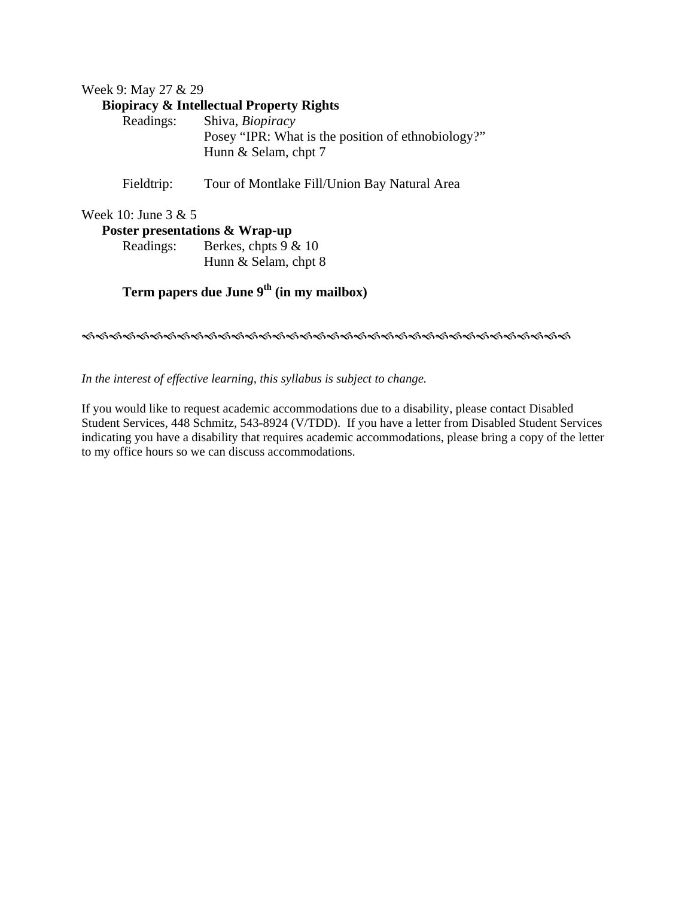Week 9: May 27 & 29

**Biopiracy & Intellectual Property Rights**

Readings: Shiva, *Biopiracy*
Posey "IPR: What is the position of ethnobiology?"
Hunn & Selam, chpt 7

Fieldtrip: Tour of Montlake Fill/Union Bay Natural Area

Week 10: June 3 & 5

**Poster presentations & Wrap-up**

Readings: Berkes, chpts 9 & 10
Hunn & Selam, chpt 8

**Term papers due June 9th (in my mailbox)**

---

*In the interest of effective learning, this syllabus is subject to change.*

If you would like to request academic accommodations due to a disability, please contact Disabled Student Services, 448 Schmitz, 543-8924 (V/TDD). If you have a letter from Disabled Student Services indicating you have a disability that requires academic accommodations, please bring a copy of the letter to my office hours so we can discuss accommodations.